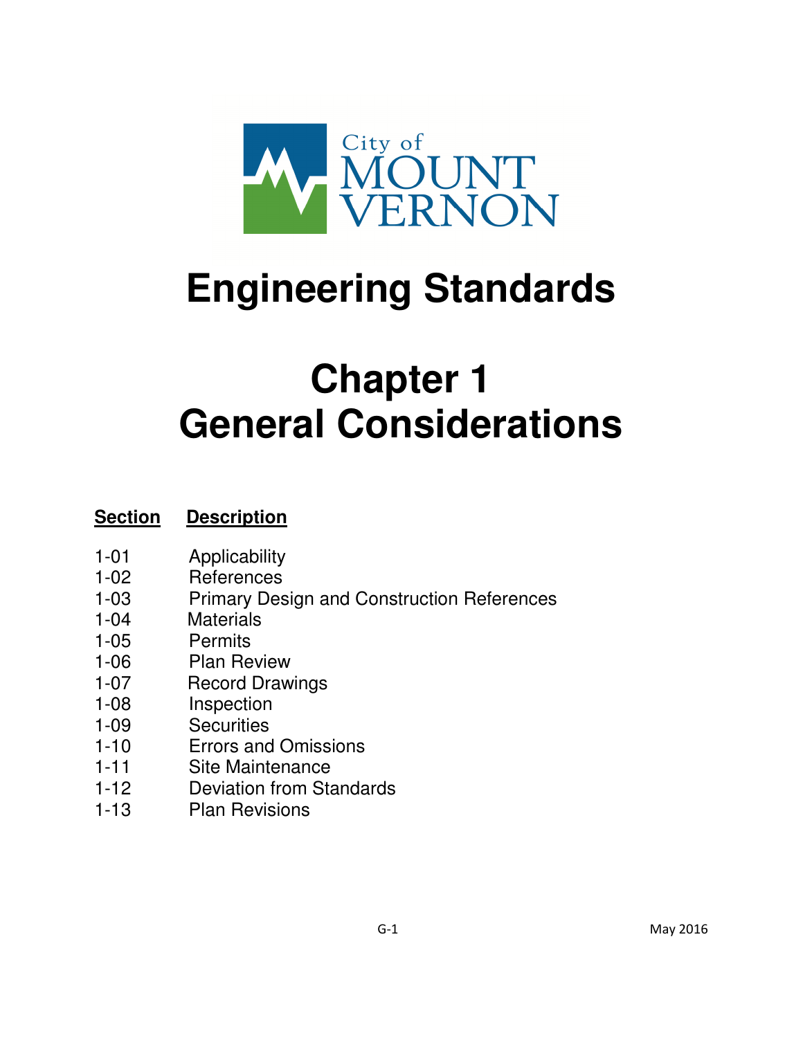City of MOUNT VERNON

# Engineering Standards

# Chapter 1 General Considerations

| **Section** | **Description** |
| --- | --- |
| 1-01 | Applicability |
| 1-02 | References |
| 1-03 | Primary Design and Construction References |
| 1-04 | Materials |
| 1-05 | Permits |
| 1-06 | Plan Review |
| 1-07 | Record Drawings |
| 1-08 | Inspection |
| 1-09 | Securities |
| 1-10 | Errors and Omissions |
| 1-11 | Site Maintenance |
| 1-12 | Deviation from Standards |
| 1-13 | Plan Revisions |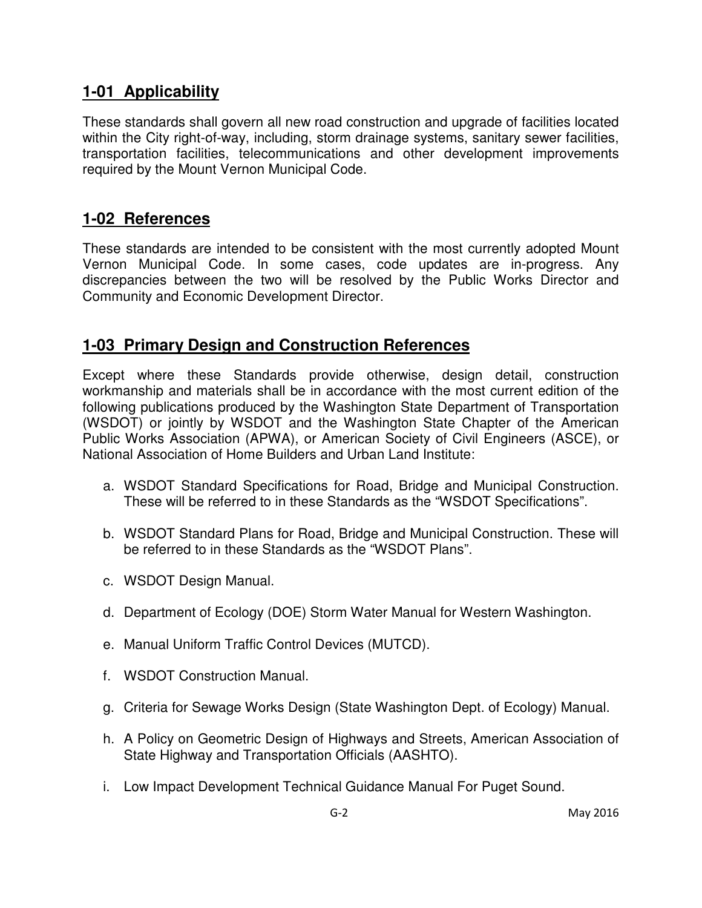## 1-01 Applicability

These standards shall govern all new road construction and upgrade of facilities located within the City right-of-way, including, storm drainage systems, sanitary sewer facilities, transportation facilities, telecommunications and other development improvements required by the Mount Vernon Municipal Code.

## 1-02 References

These standards are intended to be consistent with the most currently adopted Mount Vernon Municipal Code. In some cases, code updates are in-progress. Any discrepancies between the two will be resolved by the Public Works Director and Community and Economic Development Director.

## 1-03 Primary Design and Construction References

Except where these Standards provide otherwise, design detail, construction workmanship and materials shall be in accordance with the most current edition of the following publications produced by the Washington State Department of Transportation (WSDOT) or jointly by WSDOT and the Washington State Chapter of the American Public Works Association (APWA), or American Society of Civil Engineers (ASCE), or National Association of Home Builders and Urban Land Institute:

a. WSDOT Standard Specifications for Road, Bridge and Municipal Construction. These will be referred to in these Standards as the “WSDOT Specifications”.

b. WSDOT Standard Plans for Road, Bridge and Municipal Construction. These will be referred to in these Standards as the “WSDOT Plans”.

c. WSDOT Design Manual.

d. Department of Ecology (DOE) Storm Water Manual for Western Washington.

e. Manual Uniform Traffic Control Devices (MUTCD).

f. WSDOT Construction Manual.

g. Criteria for Sewage Works Design (State Washington Dept. of Ecology) Manual.

h. A Policy on Geometric Design of Highways and Streets, American Association of State Highway and Transportation Officials (AASHTO).

i. Low Impact Development Technical Guidance Manual For Puget Sound.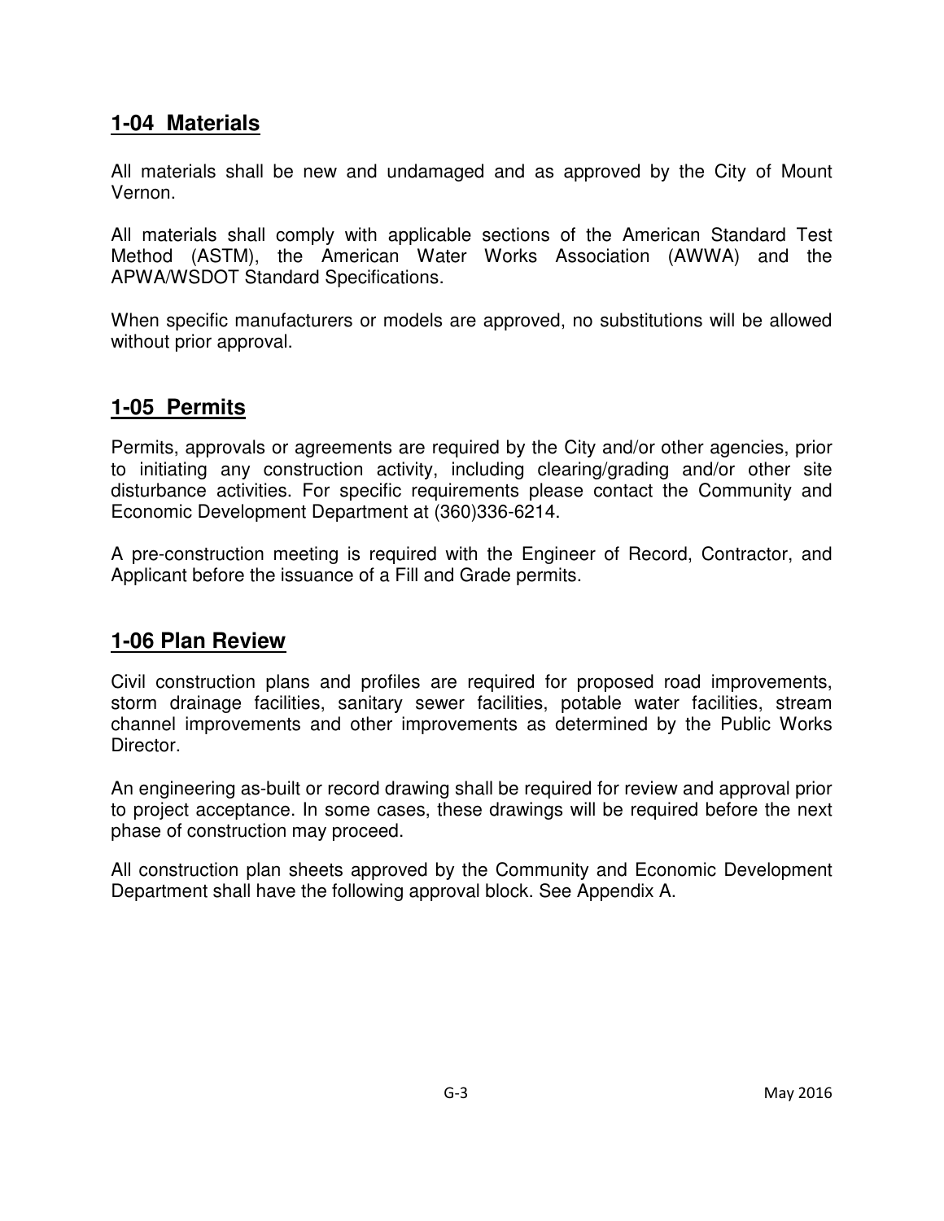## 1-04 Materials

All materials shall be new and undamaged and as approved by the City of Mount Vernon.

All materials shall comply with applicable sections of the American Standard Test Method (ASTM), the American Water Works Association (AWWA) and the APWA/WSDOT Standard Specifications.

When specific manufacturers or models are approved, no substitutions will be allowed without prior approval.

## 1-05 Permits

Permits, approvals or agreements are required by the City and/or other agencies, prior to initiating any construction activity, including clearing/grading and/or other site disturbance activities. For specific requirements please contact the Community and Economic Development Department at (360)336-6214.

A pre-construction meeting is required with the Engineer of Record, Contractor, and Applicant before the issuance of a Fill and Grade permits.

## 1-06 Plan Review

Civil construction plans and profiles are required for proposed road improvements, storm drainage facilities, sanitary sewer facilities, potable water facilities, stream channel improvements and other improvements as determined by the Public Works Director.

An engineering as-built or record drawing shall be required for review and approval prior to project acceptance. In some cases, these drawings will be required before the next phase of construction may proceed.

All construction plan sheets approved by the Community and Economic Development Department shall have the following approval block. See Appendix A.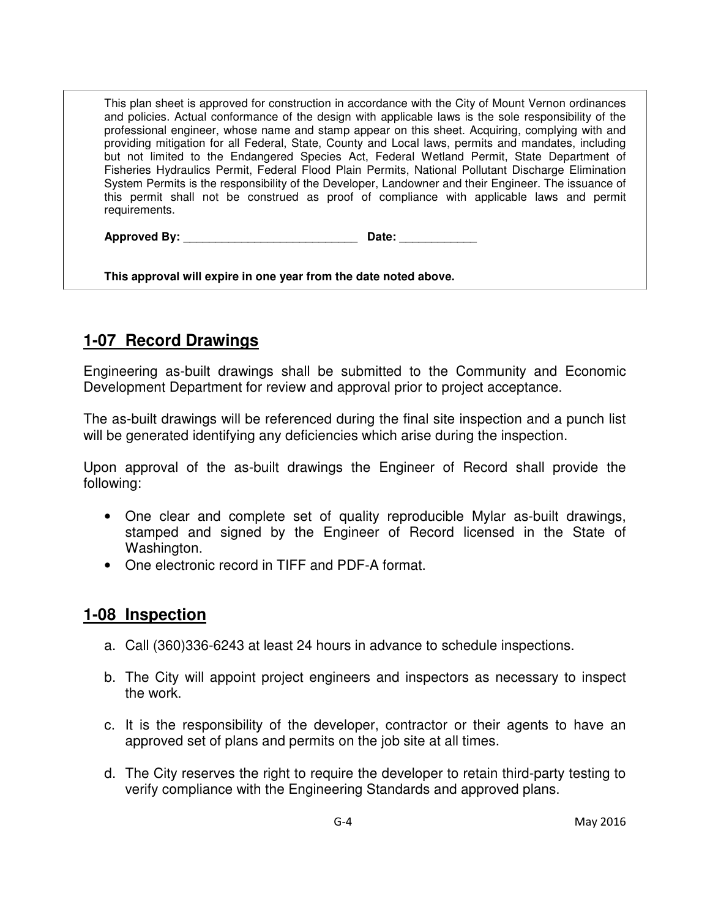This plan sheet is approved for construction in accordance with the City of Mount Vernon ordinances and policies. Actual conformance of the design with applicable laws is the sole responsibility of the professional engineer, whose name and stamp appear on this sheet. Acquiring, complying with and providing mitigation for all Federal, State, County and Local laws, permits and mandates, including but not limited to the Endangered Species Act, Federal Wetland Permit, State Department of Fisheries Hydraulics Permit, Federal Flood Plain Permits, National Pollutant Discharge Elimination System Permits is the responsibility of the Developer, Landowner and their Engineer. The issuance of this permit shall not be construed as proof of compliance with applicable laws and permit requirements.

**Approved By:** ___________________________ **Date:** ____________

**This approval will expire in one year from the date noted above.**

## 1-07 Record Drawings

Engineering as-built drawings shall be submitted to the Community and Economic Development Department for review and approval prior to project acceptance.

The as-built drawings will be referenced during the final site inspection and a punch list will be generated identifying any deficiencies which arise during the inspection.

Upon approval of the as-built drawings the Engineer of Record shall provide the following:

- One clear and complete set of quality reproducible Mylar as-built drawings, stamped and signed by the Engineer of Record licensed in the State of Washington.
- One electronic record in TIFF and PDF-A format.

## 1-08 Inspection

a. Call (360)336-6243 at least 24 hours in advance to schedule inspections.

b. The City will appoint project engineers and inspectors as necessary to inspect the work.

c. It is the responsibility of the developer, contractor or their agents to have an approved set of plans and permits on the job site at all times.

d. The City reserves the right to require the developer to retain third-party testing to verify compliance with the Engineering Standards and approved plans.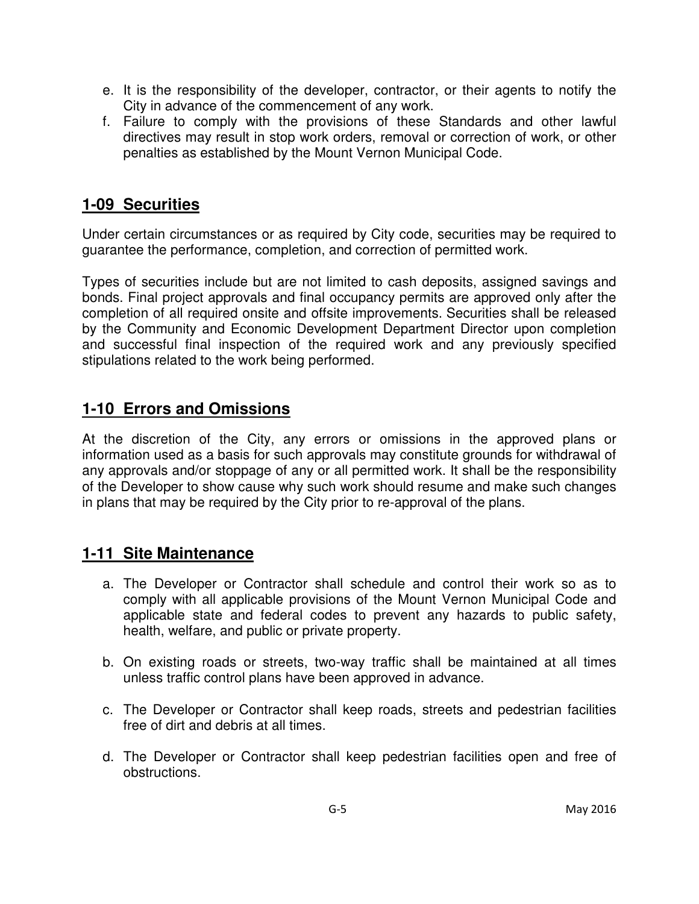e. It is the responsibility of the developer, contractor, or their agents to notify the City in advance of the commencement of any work.
f. Failure to comply with the provisions of these Standards and other lawful directives may result in stop work orders, removal or correction of work, or other penalties as established by the Mount Vernon Municipal Code.

## 1-09 Securities

Under certain circumstances or as required by City code, securities may be required to guarantee the performance, completion, and correction of permitted work.

Types of securities include but are not limited to cash deposits, assigned savings and bonds. Final project approvals and final occupancy permits are approved only after the completion of all required onsite and offsite improvements. Securities shall be released by the Community and Economic Development Department Director upon completion and successful final inspection of the required work and any previously specified stipulations related to the work being performed.

## 1-10 Errors and Omissions

At the discretion of the City, any errors or omissions in the approved plans or information used as a basis for such approvals may constitute grounds for withdrawal of any approvals and/or stoppage of any or all permitted work. It shall be the responsibility of the Developer to show cause why such work should resume and make such changes in plans that may be required by the City prior to re-approval of the plans.

## 1-11 Site Maintenance

a. The Developer or Contractor shall schedule and control their work so as to comply with all applicable provisions of the Mount Vernon Municipal Code and applicable state and federal codes to prevent any hazards to public safety, health, welfare, and public or private property.

b. On existing roads or streets, two-way traffic shall be maintained at all times unless traffic control plans have been approved in advance.

c. The Developer or Contractor shall keep roads, streets and pedestrian facilities free of dirt and debris at all times.

d. The Developer or Contractor shall keep pedestrian facilities open and free of obstructions.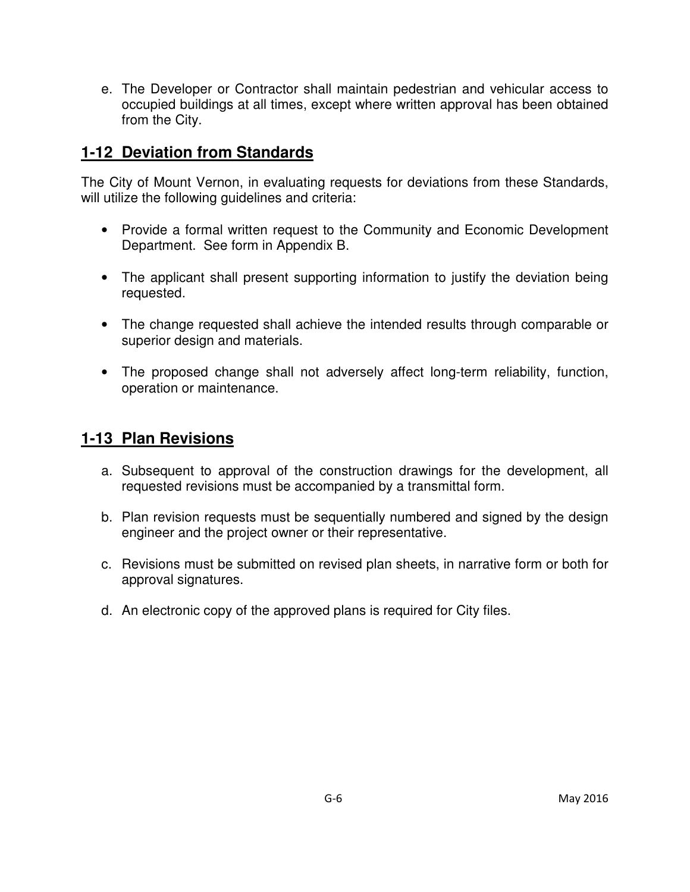e. The Developer or Contractor shall maintain pedestrian and vehicular access to occupied buildings at all times, except where written approval has been obtained from the City.

## 1-12 Deviation from Standards

The City of Mount Vernon, in evaluating requests for deviations from these Standards, will utilize the following guidelines and criteria:

- Provide a formal written request to the Community and Economic Development Department. See form in Appendix B.
- The applicant shall present supporting information to justify the deviation being requested.
- The change requested shall achieve the intended results through comparable or superior design and materials.
- The proposed change shall not adversely affect long-term reliability, function, operation or maintenance.

## 1-13 Plan Revisions

a. Subsequent to approval of the construction drawings for the development, all requested revisions must be accompanied by a transmittal form.

b. Plan revision requests must be sequentially numbered and signed by the design engineer and the project owner or their representative.

c. Revisions must be submitted on revised plan sheets, in narrative form or both for approval signatures.

d. An electronic copy of the approved plans is required for City files.